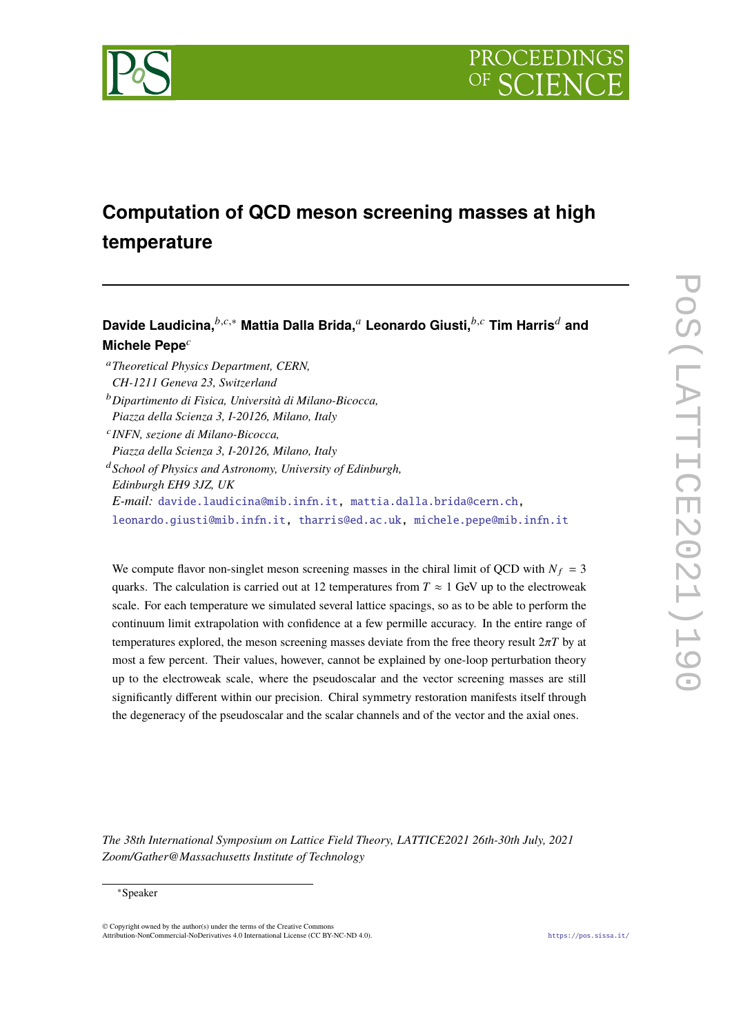# Computation of QCD meson screening masses at high temperature

**Davide Laudicina,**[b,c,*] **Mattia Dalla Brida,**[a] **Leonardo Giusti,**[b,c] **Tim Harris**[d] **and Michele Pepe**[c]

[a] *Theoretical Physics Department, CERN, CH-1211 Geneva 23, Switzerland*

[b] *Dipartimento di Fisica, Università di Milano-Bicocca, Piazza della Scienza 3, I-20126, Milano, Italy*

[c] *INFN, sezione di Milano-Bicocca, Piazza della Scienza 3, I-20126, Milano, Italy*

[d] *School of Physics and Astronomy, University of Edinburgh, Edinburgh EH9 3JZ, UK*

*E-mail:* davide.laudicina@mib.infn.it, mattia.dalla.brida@cern.ch, leonardo.giusti@mib.infn.it, tharris@ed.ac.uk, michele.pepe@mib.infn.it

We compute flavor non-singlet meson screening masses in the chiral limit of QCD with $N_f = 3$ quarks. The calculation is carried out at 12 temperatures from $T \approx 1$ GeV up to the electroweak scale. For each temperature we simulated several lattice spacings, so as to be able to perform the continuum limit extrapolation with confidence at a few permille accuracy. In the entire range of temperatures explored, the meson screening masses deviate from the free theory result $2\pi T$ by at most a few percent. Their values, however, cannot be explained by one-loop perturbation theory up to the electroweak scale, where the pseudoscalar and the vector screening masses are still significantly different within our precision. Chiral symmetry restoration manifests itself through the degeneracy of the pseudoscalar and the scalar channels and of the vector and the axial ones.

*The 38th International Symposium on Lattice Field Theory, LATTICE2021 26th-30th July, 2021 Zoom/Gather@Massachusetts Institute of Technology*

[*] Speaker

© Copyright owned by the author(s) under the terms of the Creative Commons Attribution-NonCommercial-NoDerivatives 4.0 International License (CC BY-NC-ND 4.0).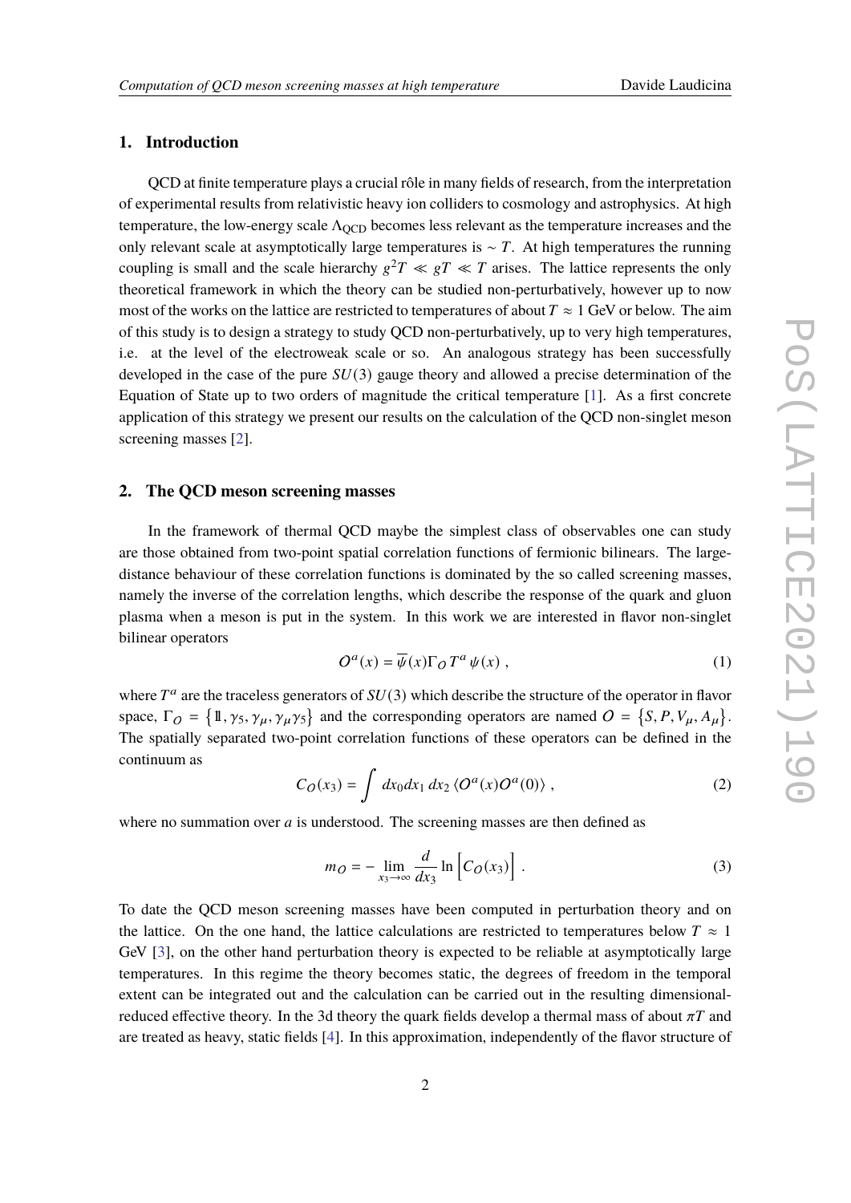## 1. Introduction

QCD at finite temperature plays a crucial rôle in many fields of research, from the interpretation of experimental results from relativistic heavy ion colliders to cosmology and astrophysics. At high temperature, the low-energy scale $\Lambda_{\text{QCD}}$ becomes less relevant as the temperature increases and the only relevant scale at asymptotically large temperatures is $\sim T$. At high temperatures the running coupling is small and the scale hierarchy $g^2 T \ll gT \ll T$ arises. The lattice represents the only theoretical framework in which the theory can be studied non-perturbatively, however up to now most of the works on the lattice are restricted to temperatures of about $T \approx 1$ GeV or below. The aim of this study is to design a strategy to study QCD non-perturbatively, up to very high temperatures, i.e. at the level of the electroweak scale or so. An analogous strategy has been successfully developed in the case of the pure $SU(3)$ gauge theory and allowed a precise determination of the Equation of State up to two orders of magnitude the critical temperature [1]. As a first concrete application of this strategy we present our results on the calculation of the QCD non-singlet meson screening masses [2].

## 2. The QCD meson screening masses

In the framework of thermal QCD maybe the simplest class of observables one can study are those obtained from two-point spatial correlation functions of fermionic bilinears. The large-distance behaviour of these correlation functions is dominated by the so called screening masses, namely the inverse of the correlation lengths, which describe the response of the quark and gluon plasma when a meson is put in the system. In this work we are interested in flavor non-singlet bilinear operators

$$O^a(x) = \overline{\psi}(x)\Gamma_O T^a \psi(x) \, , \tag{1}$$

where $T^a$ are the traceless generators of $SU(3)$ which describe the structure of the operator in flavor space, $\Gamma_O = \{\mathbb{1}, \gamma_5, \gamma_\mu, \gamma_\mu\gamma_5\}$ and the corresponding operators are named $O = \{S, P, V_\mu, A_\mu\}$. The spatially separated two-point correlation functions of these operators can be defined in the continuum as

$$C_O(x_3) = \int dx_0 dx_1 \, dx_2 \, \langle O^a(x) O^a(0) \rangle \, , \tag{2}$$

where no summation over $a$ is understood. The screening masses are then defined as

$$m_O = - \lim_{x_3 \to \infty} \frac{d}{dx_3} \ln \left[ C_O(x_3) \right] \, . \tag{3}$$

To date the QCD meson screening masses have been computed in perturbation theory and on the lattice. On the one hand, the lattice calculations are restricted to temperatures below $T \approx 1$ GeV [3], on the other hand perturbation theory is expected to be reliable at asymptotically large temperatures. In this regime the theory becomes static, the degrees of freedom in the temporal extent can be integrated out and the calculation can be carried out in the resulting dimensional-reduced effective theory. In the 3d theory the quark fields develop a thermal mass of about $\pi T$ and are treated as heavy, static fields [4]. In this approximation, independently of the flavor structure of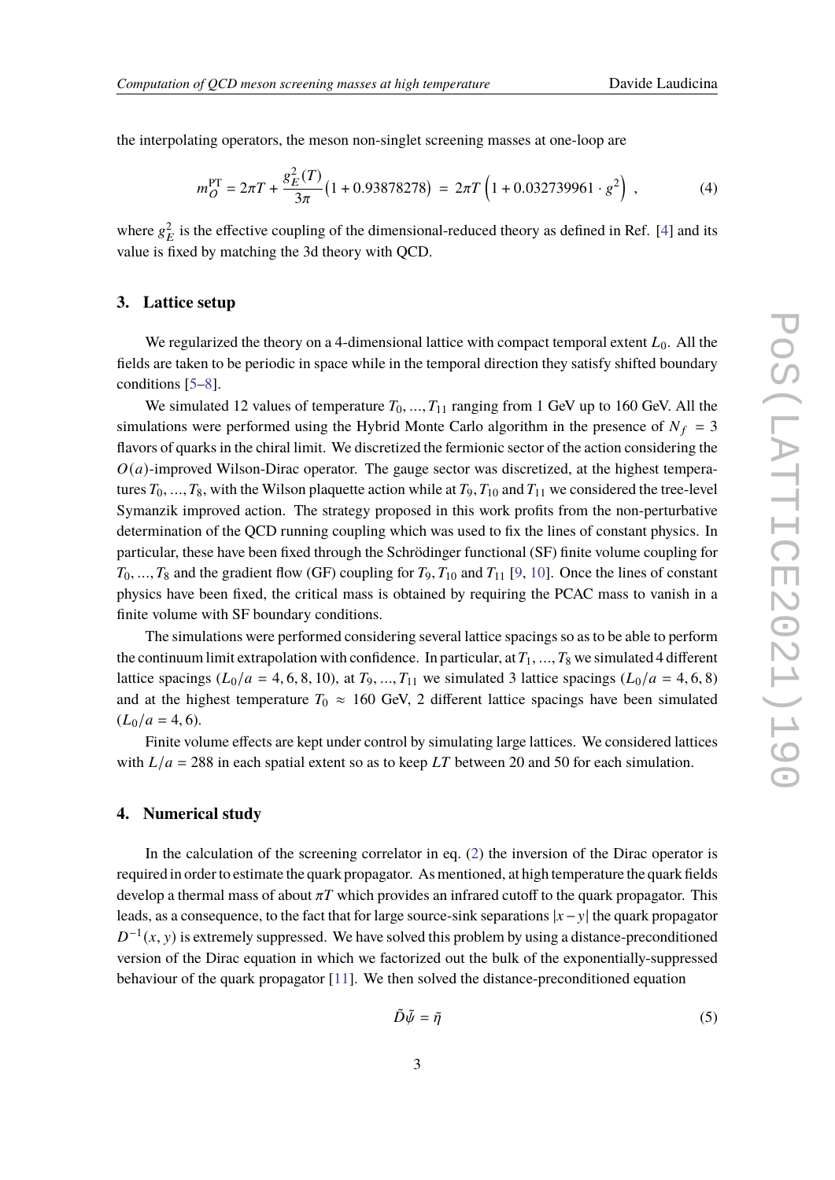the interpolating operators, the meson non-singlet screening masses at one-loop are

$$m_{\mathcal{O}}^{\rm PT} = 2\pi T + \frac{g_E^2(T)}{3\pi}\big(1 + 0.93878278\big) \;=\; 2\pi T \left(1 + 0.032739961 \cdot g^2\right) \,, \tag{4}$$

where $g_E^2$ is the effective coupling of the dimensional-reduced theory as defined in Ref. [4] and its value is fixed by matching the 3d theory with QCD.

## 3. Lattice setup

We regularized the theory on a 4-dimensional lattice with compact temporal extent $L_0$. All the fields are taken to be periodic in space while in the temporal direction they satisfy shifted boundary conditions [5–8].

We simulated 12 values of temperature $T_0, \ldots, T_{11}$ ranging from 1 GeV up to 160 GeV. All the simulations were performed using the Hybrid Monte Carlo algorithm in the presence of $N_f = 3$ flavors of quarks in the chiral limit. We discretized the fermionic sector of the action considering the $O(a)$-improved Wilson-Dirac operator. The gauge sector was discretized, at the highest temperatures $T_0, \ldots, T_8$, with the Wilson plaquette action while at $T_9, T_{10}$ and $T_{11}$ we considered the tree-level Symanzik improved action. The strategy proposed in this work profits from the non-perturbative determination of the QCD running coupling which was used to fix the lines of constant physics. In particular, these have been fixed through the Schrödinger functional (SF) finite volume coupling for $T_0, \ldots, T_8$ and the gradient flow (GF) coupling for $T_9, T_{10}$ and $T_{11}$ [9, 10]. Once the lines of constant physics have been fixed, the critical mass is obtained by requiring the PCAC mass to vanish in a finite volume with SF boundary conditions.

The simulations were performed considering several lattice spacings so as to be able to perform the continuum limit extrapolation with confidence. In particular, at $T_1, \ldots, T_8$ we simulated 4 different lattice spacings ($L_0/a = 4, 6, 8, 10$), at $T_9, \ldots, T_{11}$ we simulated 3 lattice spacings ($L_0/a = 4, 6, 8$) and at the highest temperature $T_0 \approx 160$ GeV, 2 different lattice spacings have been simulated ($L_0/a = 4, 6$).

Finite volume effects are kept under control by simulating large lattices. We considered lattices with $L/a = 288$ in each spatial extent so as to keep $LT$ between 20 and 50 for each simulation.

## 4. Numerical study

In the calculation of the screening correlator in eq. (2) the inversion of the Dirac operator is required in order to estimate the quark propagator. As mentioned, at high temperature the quark fields develop a thermal mass of about $\pi T$ which provides an infrared cutoff to the quark propagator. This leads, as a consequence, to the fact that for large source-sink separations $|x - y|$ the quark propagator $D^{-1}(x, y)$ is extremely suppressed. We have solved this problem by using a distance-preconditioned version of the Dirac equation in which we factorized out the bulk of the exponentially-suppressed behaviour of the quark propagator [11]. We then solved the distance-preconditioned equation

$$\tilde{D}\tilde{\psi} = \tilde{\eta} \tag{5}$$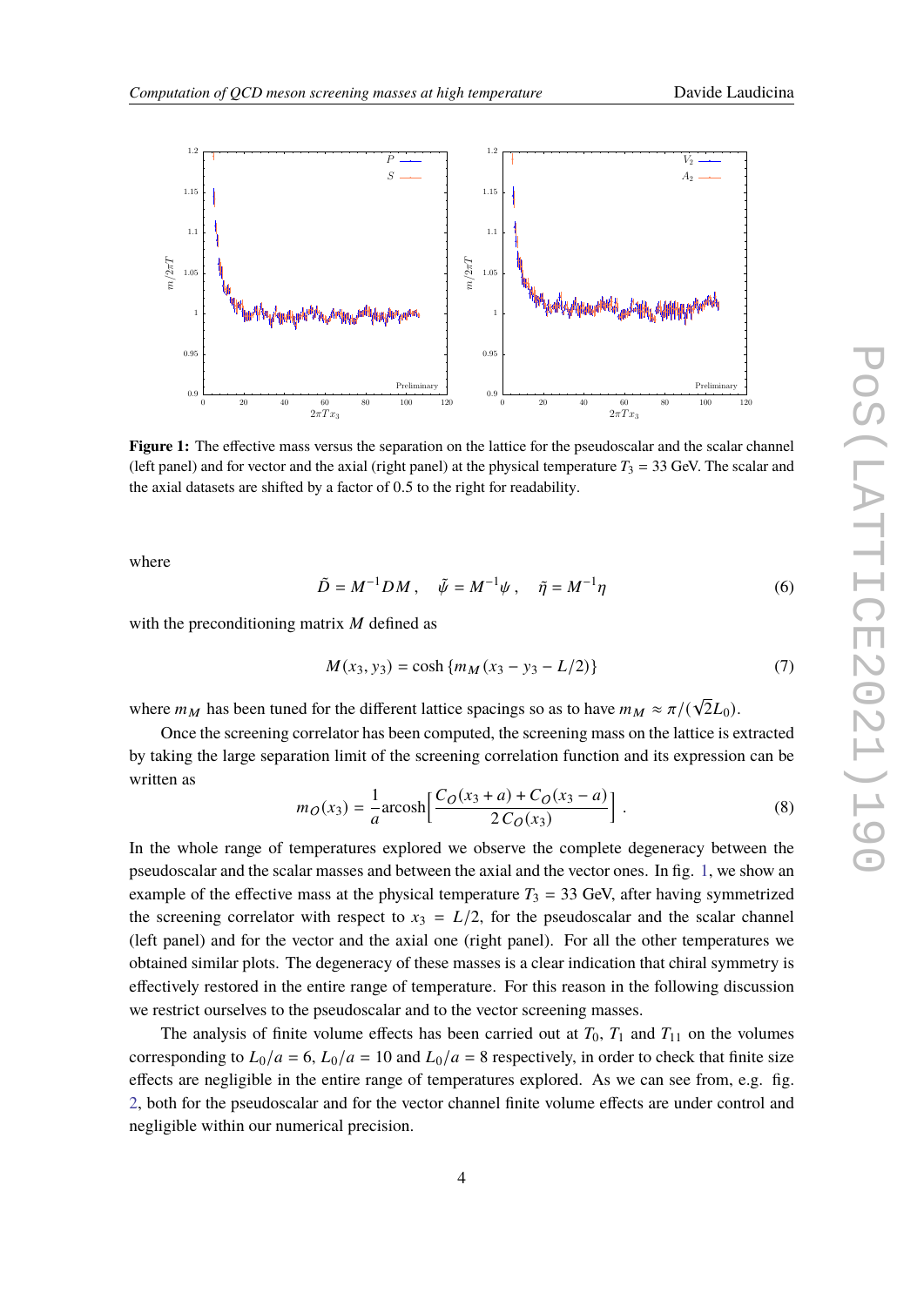**Figure 1:** The effective mass versus the separation on the lattice for the pseudoscalar and the scalar channel (left panel) and for vector and the axial (right panel) at the physical temperature $T_3 = 33$ GeV. The scalar and the axial datasets are shifted by a factor of 0.5 to the right for readability.

where

$$\tilde{D} = M^{-1} D M\,, \quad \tilde{\psi} = M^{-1}\psi\,, \quad \tilde{\eta} = M^{-1}\eta \tag{6}$$

with the preconditioning matrix $M$ defined as

$$M(x_3, y_3) = \cosh\{m_M(x_3 - y_3 - L/2)\} \tag{7}$$

where $m_M$ has been tuned for the different lattice spacings so as to have $m_M \approx \pi/(\sqrt{2}L_0)$.

Once the screening correlator has been computed, the screening mass on the lattice is extracted by taking the large separation limit of the screening correlation function and its expression can be written as

$$m_O(x_3) = \frac{1}{a}\text{arcosh}\left[\frac{C_O(x_3 + a) + C_O(x_3 - a)}{2\,C_O(x_3)}\right]. \tag{8}$$

In the whole range of temperatures explored we observe the complete degeneracy between the pseudoscalar and the scalar masses and between the axial and the vector ones. In fig. 1, we show an example of the effective mass at the physical temperature $T_3 = 33$ GeV, after having symmetrized the screening correlator with respect to $x_3 = L/2$, for the pseudoscalar and the scalar channel (left panel) and for the vector and the axial one (right panel). For all the other temperatures we obtained similar plots. The degeneracy of these masses is a clear indication that chiral symmetry is effectively restored in the entire range of temperature. For this reason in the following discussion we restrict ourselves to the pseudoscalar and to the vector screening masses.

The analysis of finite volume effects has been carried out at $T_0$, $T_1$ and $T_{11}$ on the volumes corresponding to $L_0/a = 6$, $L_0/a = 10$ and $L_0/a = 8$ respectively, in order to check that finite size effects are negligible in the entire range of temperatures explored. As we can see from, e.g. fig. 2, both for the pseudoscalar and for the vector channel finite volume effects are under control and negligible within our numerical precision.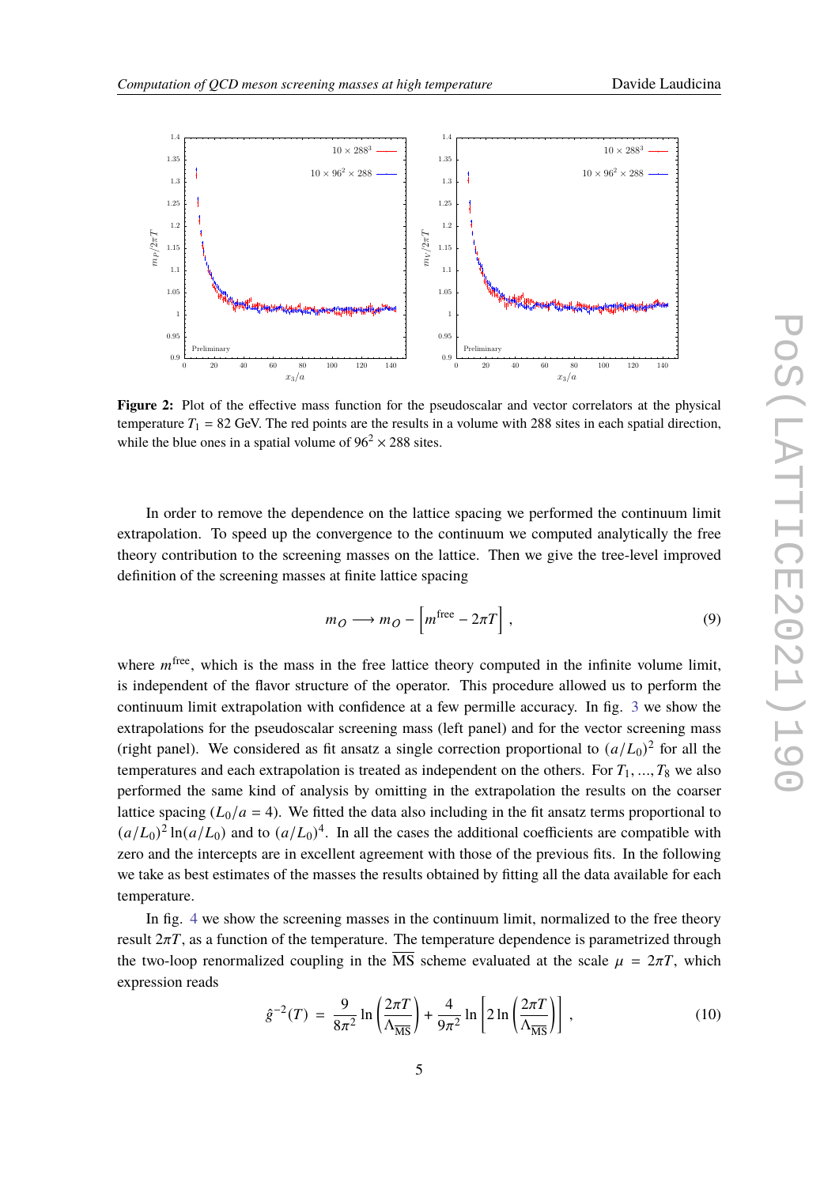**Figure 2:** Plot of the effective mass function for the pseudoscalar and vector correlators at the physical temperature $T_1 = 82$ GeV. The red points are the results in a volume with 288 sites in each spatial direction, while the blue ones in a spatial volume of $96^2 \times 288$ sites.

In order to remove the dependence on the lattice spacing we performed the continuum limit extrapolation. To speed up the convergence to the continuum we computed analytically the free theory contribution to the screening masses on the lattice. Then we give the tree-level improved definition of the screening masses at finite lattice spacing

$$m_O \longrightarrow m_O - \left[ m^{\text{free}} - 2\pi T \right] , \tag{9}$$

where $m^{\text{free}}$, which is the mass in the free lattice theory computed in the infinite volume limit, is independent of the flavor structure of the operator. This procedure allowed us to perform the continuum limit extrapolation with confidence at a few permille accuracy. In fig. 3 we show the extrapolations for the pseudoscalar screening mass (left panel) and for the vector screening mass (right panel). We considered as fit ansatz a single correction proportional to $(a/L_0)^2$ for all the temperatures and each extrapolation is treated as independent on the others. For $T_1, \ldots, T_8$ we also performed the same kind of analysis by omitting in the extrapolation the results on the coarser lattice spacing ($L_0/a = 4$). We fitted the data also including in the fit ansatz terms proportional to $(a/L_0)^2 \ln(a/L_0)$ and to $(a/L_0)^4$. In all the cases the additional coefficients are compatible with zero and the intercepts are in excellent agreement with those of the previous fits. In the following we take as best estimates of the masses the results obtained by fitting all the data available for each temperature.

In fig. 4 we show the screening masses in the continuum limit, normalized to the free theory result $2\pi T$, as a function of the temperature. The temperature dependence is parametrized through the two-loop renormalized coupling in the $\overline{\text{MS}}$ scheme evaluated at the scale $\mu = 2\pi T$, which expression reads

$$\hat{g}^{-2}(T) = \frac{9}{8\pi^2} \ln\left(\frac{2\pi T}{\Lambda_{\overline{\text{MS}}}}\right) + \frac{4}{9\pi^2} \ln\left[2 \ln\left(\frac{2\pi T}{\Lambda_{\overline{\text{MS}}}}\right)\right] , \tag{10}$$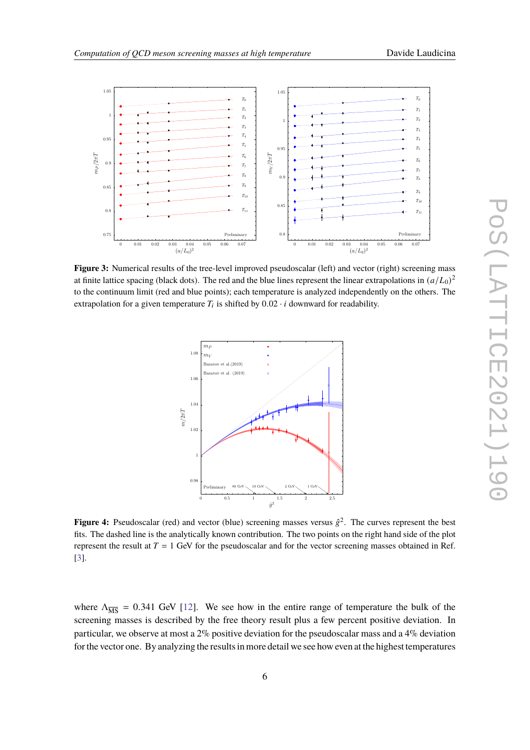**Figure 3:** Numerical results of the tree-level improved pseudoscalar (left) and vector (right) screening mass at finite lattice spacing (black dots). The red and the blue lines represent the linear extrapolations in $(a/L_0)^2$ to the continuum limit (red and blue points); each temperature is analyzed independently on the others. The extrapolation for a given temperature $T_i$ is shifted by $0.02 \cdot i$ downward for readability.

**Figure 4:** Pseudoscalar (red) and vector (blue) screening masses versus $\hat{g}^2$. The curves represent the best fits. The dashed line is the analytically known contribution. The two points on the right hand side of the plot represent the result at $T = 1$ GeV for the pseudoscalar and for the vector screening masses obtained in Ref. [3].

where $\Lambda_{\overline{\text{MS}}} = 0.341$ GeV [12]. We see how in the entire range of temperature the bulk of the screening masses is described by the free theory result plus a few percent positive deviation. In particular, we observe at most a 2% positive deviation for the pseudoscalar mass and a 4% deviation for the vector one. By analyzing the results in more detail we see how even at the highest temperatures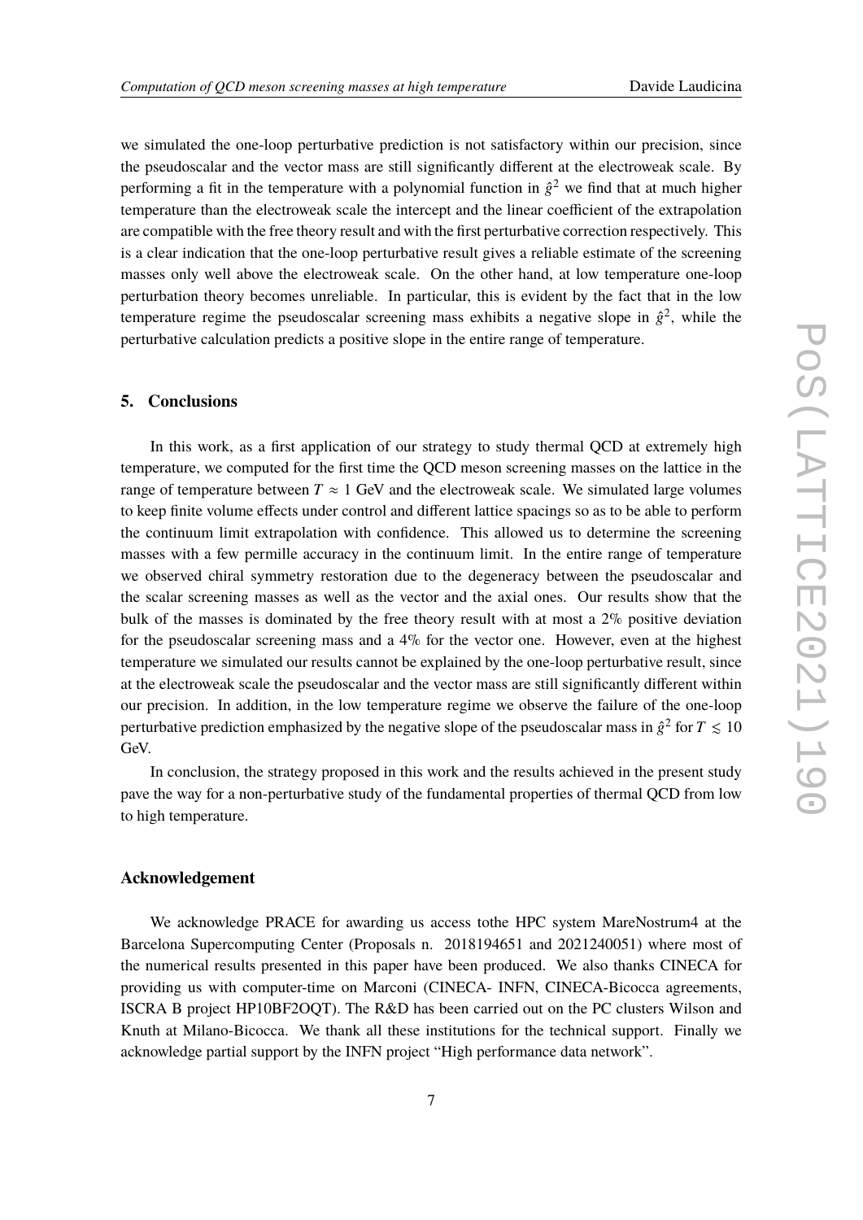we simulated the one-loop perturbative prediction is not satisfactory within our precision, since the pseudoscalar and the vector mass are still significantly different at the electroweak scale. By performing a fit in the temperature with a polynomial function in $\hat{g}^2$ we find that at much higher temperature than the electroweak scale the intercept and the linear coefficient of the extrapolation are compatible with the free theory result and with the first perturbative correction respectively. This is a clear indication that the one-loop perturbative result gives a reliable estimate of the screening masses only well above the electroweak scale. On the other hand, at low temperature one-loop perturbation theory becomes unreliable. In particular, this is evident by the fact that in the low temperature regime the pseudoscalar screening mass exhibits a negative slope in $\hat{g}^2$, while the perturbative calculation predicts a positive slope in the entire range of temperature.

## 5. Conclusions

In this work, as a first application of our strategy to study thermal QCD at extremely high temperature, we computed for the first time the QCD meson screening masses on the lattice in the range of temperature between $T \approx 1$ GeV and the electroweak scale. We simulated large volumes to keep finite volume effects under control and different lattice spacings so as to be able to perform the continuum limit extrapolation with confidence. This allowed us to determine the screening masses with a few permille accuracy in the continuum limit. In the entire range of temperature we observed chiral symmetry restoration due to the degeneracy between the pseudoscalar and the scalar screening masses as well as the vector and the axial ones. Our results show that the bulk of the masses is dominated by the free theory result with at most a 2% positive deviation for the pseudoscalar screening mass and a 4% for the vector one. However, even at the highest temperature we simulated our results cannot be explained by the one-loop perturbative result, since at the electroweak scale the pseudoscalar and the vector mass are still significantly different within our precision. In addition, in the low temperature regime we observe the failure of the one-loop perturbative prediction emphasized by the negative slope of the pseudoscalar mass in $\hat{g}^2$ for $T \lesssim 10$ GeV.

In conclusion, the strategy proposed in this work and the results achieved in the present study pave the way for a non-perturbative study of the fundamental properties of thermal QCD from low to high temperature.

### Acknowledgement

We acknowledge PRACE for awarding us access tothe HPC system MareNostrum4 at the Barcelona Supercomputing Center (Proposals n. 2018194651 and 2021240051) where most of the numerical results presented in this paper have been produced. We also thanks CINECA for providing us with computer-time on Marconi (CINECA- INFN, CINECA-Bicocca agreements, ISCRA B project HP10BF2OQT). The R&D has been carried out on the PC clusters Wilson and Knuth at Milano-Bicocca. We thank all these institutions for the technical support. Finally we acknowledge partial support by the INFN project "High performance data network".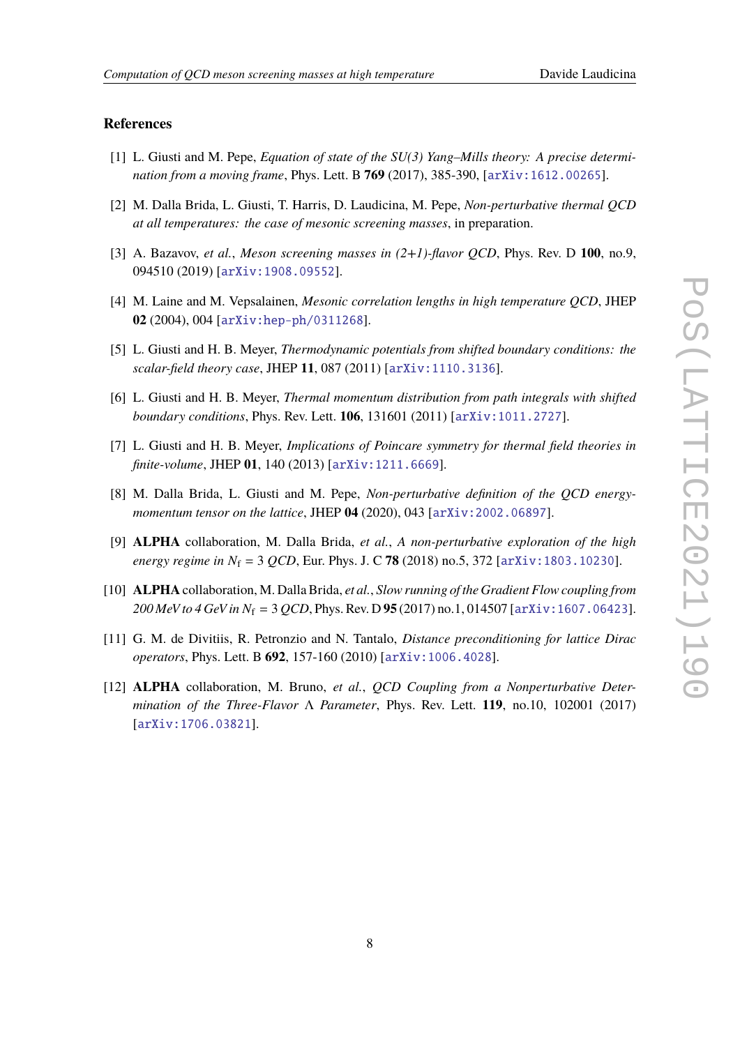## References

[1] L. Giusti and M. Pepe, *Equation of state of the SU(3) Yang–Mills theory: A precise determination from a moving frame*, Phys. Lett. B **769** (2017), 385-390, [arXiv:1612.00265].

[2] M. Dalla Brida, L. Giusti, T. Harris, D. Laudicina, M. Pepe, *Non-perturbative thermal QCD at all temperatures: the case of mesonic screening masses*, in preparation.

[3] A. Bazavov, *et al.*, *Meson screening masses in (2+1)-flavor QCD*, Phys. Rev. D **100**, no.9, 094510 (2019) [arXiv:1908.09552].

[4] M. Laine and M. Vepsalainen, *Mesonic correlation lengths in high temperature QCD*, JHEP **02** (2004), 004 [arXiv:hep-ph/0311268].

[5] L. Giusti and H. B. Meyer, *Thermodynamic potentials from shifted boundary conditions: the scalar-field theory case*, JHEP **11**, 087 (2011) [arXiv:1110.3136].

[6] L. Giusti and H. B. Meyer, *Thermal momentum distribution from path integrals with shifted boundary conditions*, Phys. Rev. Lett. **106**, 131601 (2011) [arXiv:1011.2727].

[7] L. Giusti and H. B. Meyer, *Implications of Poincare symmetry for thermal field theories in finite-volume*, JHEP **01**, 140 (2013) [arXiv:1211.6669].

[8] M. Dalla Brida, L. Giusti and M. Pepe, *Non-perturbative definition of the QCD energy-momentum tensor on the lattice*, JHEP **04** (2020), 043 [arXiv:2002.06897].

[9] **ALPHA** collaboration, M. Dalla Brida, *et al.*, *A non-perturbative exploration of the high energy regime in $N_\mathrm{f} = 3$ QCD*, Eur. Phys. J. C **78** (2018) no.5, 372 [arXiv:1803.10230].

[10] **ALPHA** collaboration, M. Dalla Brida, *et al.*, *Slow running of the Gradient Flow coupling from 200 MeV to 4 GeV in $N_\mathrm{f} = 3$ QCD*, Phys. Rev. D **95** (2017) no.1, 014507 [arXiv:1607.06423].

[11] G. M. de Divitiis, R. Petronzio and N. Tantalo, *Distance preconditioning for lattice Dirac operators*, Phys. Lett. B **692**, 157-160 (2010) [arXiv:1006.4028].

[12] **ALPHA** collaboration, M. Bruno, *et al.*, *QCD Coupling from a Nonperturbative Determination of the Three-Flavor $\Lambda$ Parameter*, Phys. Rev. Lett. **119**, no.10, 102001 (2017) [arXiv:1706.03821].